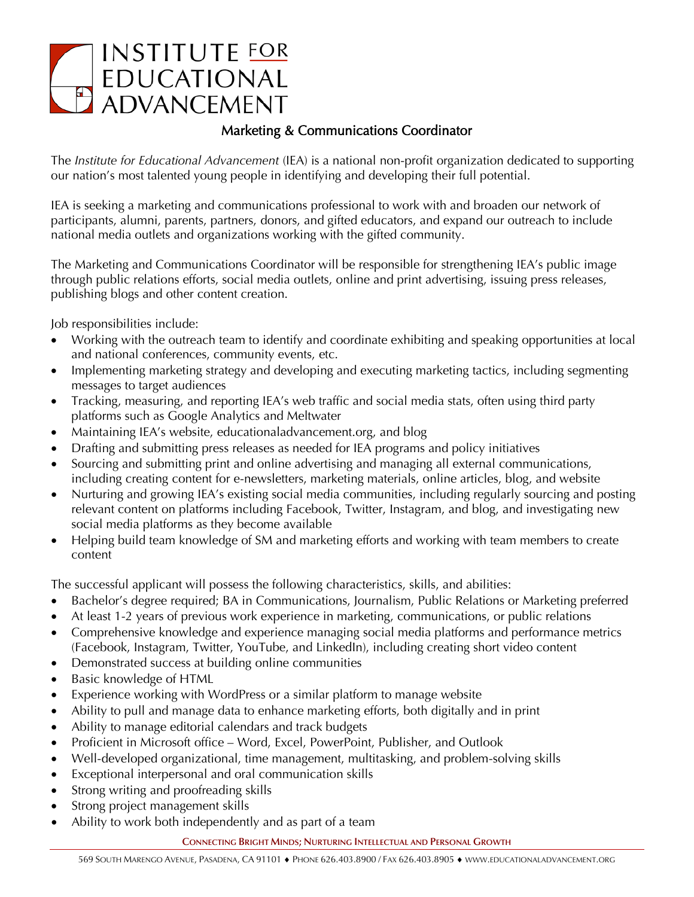# INSTITUTE FOR EDUCATIONAL ADVANCEMENT

## Marketing & Communications Coordinator

The *Institute for Educational Advancement* (IEA) is a national non-profit organization dedicated to supporting our nation's most talented young people in identifying and developing their full potential.

IEA is seeking a marketing and communications professional to work with and broaden our network of participants, alumni, parents, partners, donors, and gifted educators, and expand our outreach to include national media outlets and organizations working with the gifted community.

The Marketing and Communications Coordinator will be responsible for strengthening IEA's public image through public relations efforts, social media outlets, online and print advertising, issuing press releases, publishing blogs and other content creation.

Job responsibilities include:

- Working with the outreach team to identify and coordinate exhibiting and speaking opportunities at local and national conferences, community events, etc.
- Implementing marketing strategy and developing and executing marketing tactics, including segmenting messages to target audiences
- Tracking, measuring, and reporting IEA's web traffic and social media stats, often using third party platforms such as Google Analytics and Meltwater
- Maintaining IEA's website, educationaladvancement.org, and blog
- Drafting and submitting press releases as needed for IEA programs and policy initiatives
- Sourcing and submitting print and online advertising and managing all external communications, including creating content for e-newsletters, marketing materials, online articles, blog, and website
- Nurturing and growing IEA's existing social media communities, including regularly sourcing and posting relevant content on platforms including Facebook, Twitter, Instagram, and blog, and investigating new social media platforms as they become available
- Helping build team knowledge of SM and marketing efforts and working with team members to create content

The successful applicant will possess the following characteristics, skills, and abilities:

- Bachelor's degree required; BA in Communications, Journalism, Public Relations or Marketing preferred
- At least 1-2 years of previous work experience in marketing, communications, or public relations
- Comprehensive knowledge and experience managing social media platforms and performance metrics (Facebook, Instagram, Twitter, YouTube, and LinkedIn), including creating short video content
- Demonstrated success at building online communities
- Basic knowledge of HTML
- Experience working with WordPress or a similar platform to manage website
- Ability to pull and manage data to enhance marketing efforts, both digitally and in print
- Ability to manage editorial calendars and track budgets
- Proficient in Microsoft office – Word, Excel, PowerPoint, Publisher, and Outlook
- Well-developed organizational, time management, multitasking, and problem-solving skills
- Exceptional interpersonal and oral communication skills
- Strong writing and proofreading skills
- Strong project management skills
- Ability to work both independently and as part of a team

CONNECTING BRIGHT MINDS; NURTURING INTELLECTUAL AND PERSONAL GROWTH

569 SOUTH MARENGO AVENUE, PASADENA, CA 91101 ♦ PHONE 626.403.8900 / FAX 626.403.8905 ♦ WWW.EDUCATIONALADVANCEMENT.ORG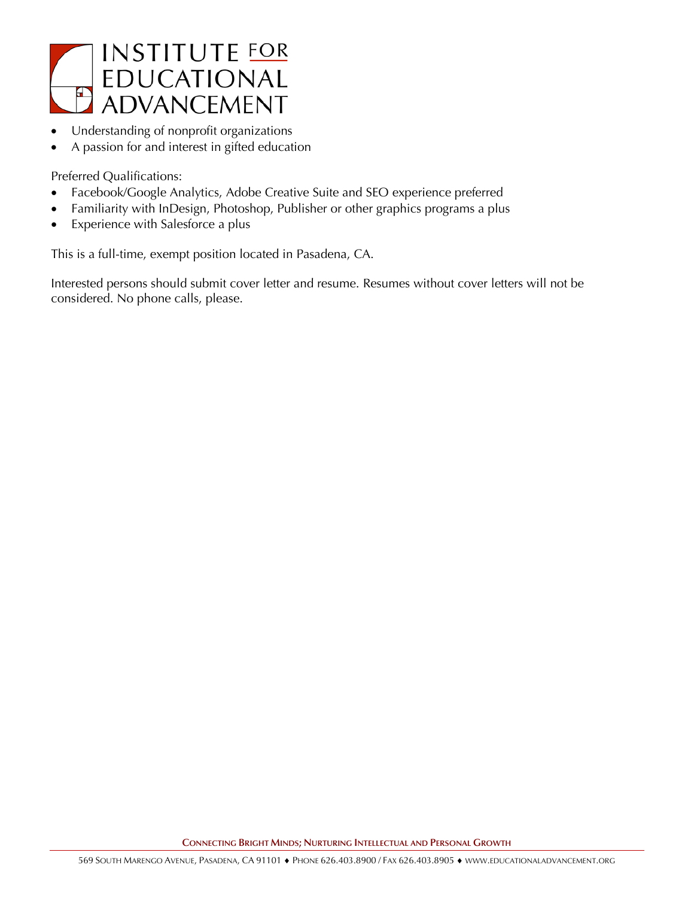- Understanding of nonprofit organizations
- A passion for and interest in gifted education

Preferred Qualifications:

- Facebook/Google Analytics, Adobe Creative Suite and SEO experience preferred
- Familiarity with InDesign, Photoshop, Publisher or other graphics programs a plus
- Experience with Salesforce a plus

This is a full-time, exempt position located in Pasadena, CA.

Interested persons should submit cover letter and resume. Resumes without cover letters will not be considered. No phone calls, please.